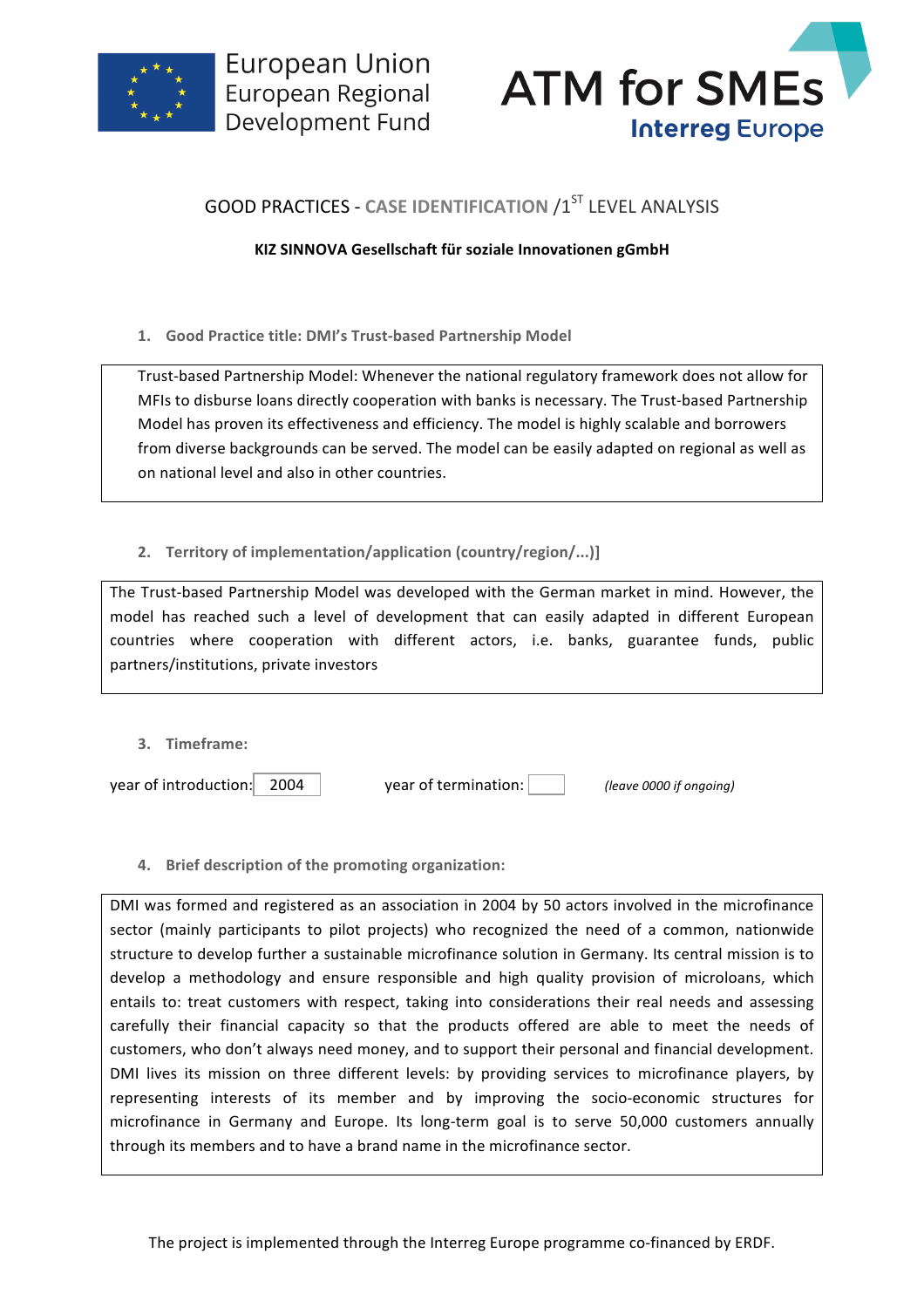European Union
European Regional
Development Fund

ATM for SMEs
Interreg Europe

# GOOD PRACTICES - CASE IDENTIFICATION /1ST LEVEL ANALYSIS

**KIZ SINNOVA Gesellschaft für soziale Innovationen gGmbH**

## 1. Good Practice title: DMI's Trust-based Partnership Model

Trust-based Partnership Model: Whenever the national regulatory framework does not allow for MFIs to disburse loans directly cooperation with banks is necessary. The Trust-based Partnership Model has proven its effectiveness and efficiency. The model is highly scalable and borrowers from diverse backgrounds can be served. The model can be easily adapted on regional as well as on national level and also in other countries.

## 2. Territory of implementation/application (country/region/...)]

The Trust-based Partnership Model was developed with the German market in mind. However, the model has reached such a level of development that can easily adapted in different European countries where cooperation with different actors, i.e. banks, guarantee funds, public partners/institutions, private investors

## 3. Timeframe:

year of introduction: 2004 year of termination: *(leave 0000 if ongoing)*

## 4. Brief description of the promoting organization:

DMI was formed and registered as an association in 2004 by 50 actors involved in the microfinance sector (mainly participants to pilot projects) who recognized the need of a common, nationwide structure to develop further a sustainable microfinance solution in Germany. Its central mission is to develop a methodology and ensure responsible and high quality provision of microloans, which entails to: treat customers with respect, taking into considerations their real needs and assessing carefully their financial capacity so that the products offered are able to meet the needs of customers, who don't always need money, and to support their personal and financial development. DMI lives its mission on three different levels: by providing services to microfinance players, by representing interests of its member and by improving the socio-economic structures for microfinance in Germany and Europe. Its long-term goal is to serve 50,000 customers annually through its members and to have a brand name in the microfinance sector.

The project is implemented through the Interreg Europe programme co-financed by ERDF.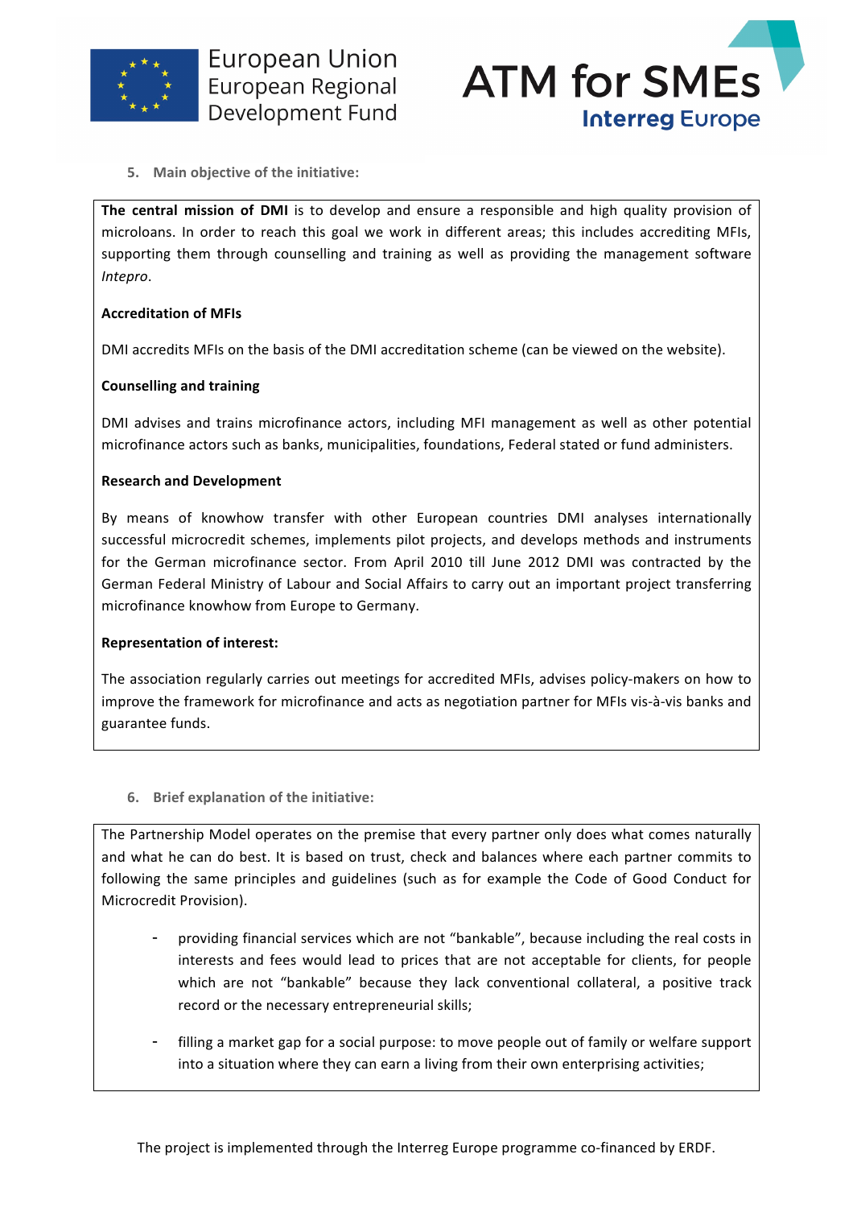### 5. Main objective of the initiative:

**The central mission of DMI** is to develop and ensure a responsible and high quality provision of microloans. In order to reach this goal we work in different areas; this includes accrediting MFIs, supporting them through counselling and training as well as providing the management software *Intepro*.

**Accreditation of MFIs**

DMI accredits MFIs on the basis of the DMI accreditation scheme (can be viewed on the website).

**Counselling and training**

DMI advises and trains microfinance actors, including MFI management as well as other potential microfinance actors such as banks, municipalities, foundations, Federal stated or fund administers.

**Research and Development**

By means of knowhow transfer with other European countries DMI analyses internationally successful microcredit schemes, implements pilot projects, and develops methods and instruments for the German microfinance sector. From April 2010 till June 2012 DMI was contracted by the German Federal Ministry of Labour and Social Affairs to carry out an important project transferring microfinance knowhow from Europe to Germany.

**Representation of interest:**

The association regularly carries out meetings for accredited MFIs, advises policy-makers on how to improve the framework for microfinance and acts as negotiation partner for MFIs vis-à-vis banks and guarantee funds.

### 6. Brief explanation of the initiative:

The Partnership Model operates on the premise that every partner only does what comes naturally and what he can do best. It is based on trust, check and balances where each partner commits to following the same principles and guidelines (such as for example the Code of Good Conduct for Microcredit Provision).

- providing financial services which are not "bankable", because including the real costs in interests and fees would lead to prices that are not acceptable for clients, for people which are not "bankable" because they lack conventional collateral, a positive track record or the necessary entrepreneurial skills;
- filling a market gap for a social purpose: to move people out of family or welfare support into a situation where they can earn a living from their own enterprising activities;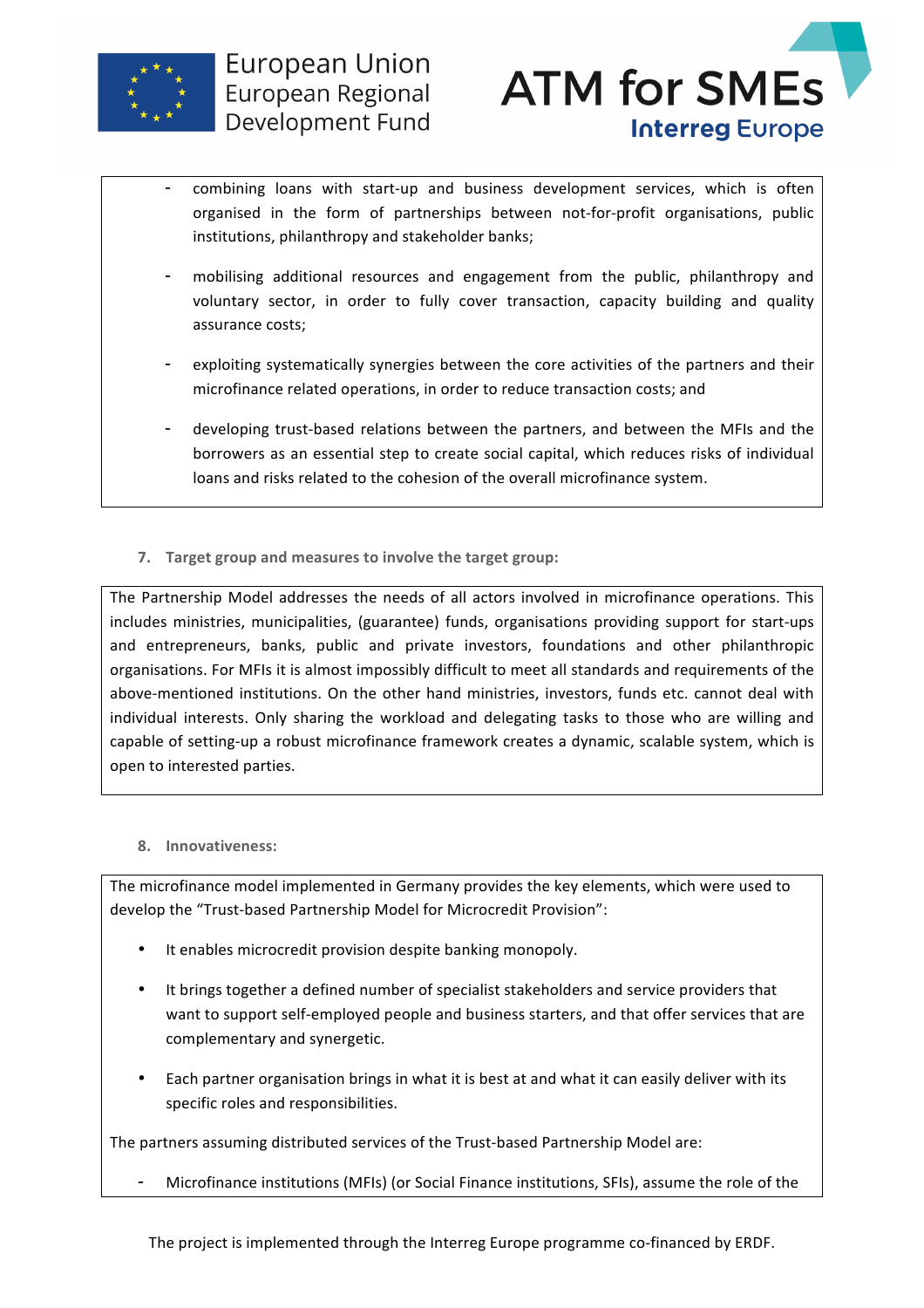- combining loans with start-up and business development services, which is often organised in the form of partnerships between not-for-profit organisations, public institutions, philanthropy and stakeholder banks;
- mobilising additional resources and engagement from the public, philanthropy and voluntary sector, in order to fully cover transaction, capacity building and quality assurance costs;
- exploiting systematically synergies between the core activities of the partners and their microfinance related operations, in order to reduce transaction costs; and
- developing trust-based relations between the partners, and between the MFIs and the borrowers as an essential step to create social capital, which reduces risks of individual loans and risks related to the cohesion of the overall microfinance system.

**7. Target group and measures to involve the target group:**

The Partnership Model addresses the needs of all actors involved in microfinance operations. This includes ministries, municipalities, (guarantee) funds, organisations providing support for start-ups and entrepreneurs, banks, public and private investors, foundations and other philanthropic organisations. For MFIs it is almost impossibly difficult to meet all standards and requirements of the above-mentioned institutions. On the other hand ministries, investors, funds etc. cannot deal with individual interests. Only sharing the workload and delegating tasks to those who are willing and capable of setting-up a robust microfinance framework creates a dynamic, scalable system, which is open to interested parties.

**8. Innovativeness:**

The microfinance model implemented in Germany provides the key elements, which were used to develop the "Trust-based Partnership Model for Microcredit Provision":

- It enables microcredit provision despite banking monopoly.
- It brings together a defined number of specialist stakeholders and service providers that want to support self-employed people and business starters, and that offer services that are complementary and synergetic.
- Each partner organisation brings in what it is best at and what it can easily deliver with its specific roles and responsibilities.

The partners assuming distributed services of the Trust-based Partnership Model are:

- Microfinance institutions (MFIs) (or Social Finance institutions, SFIs), assume the role of the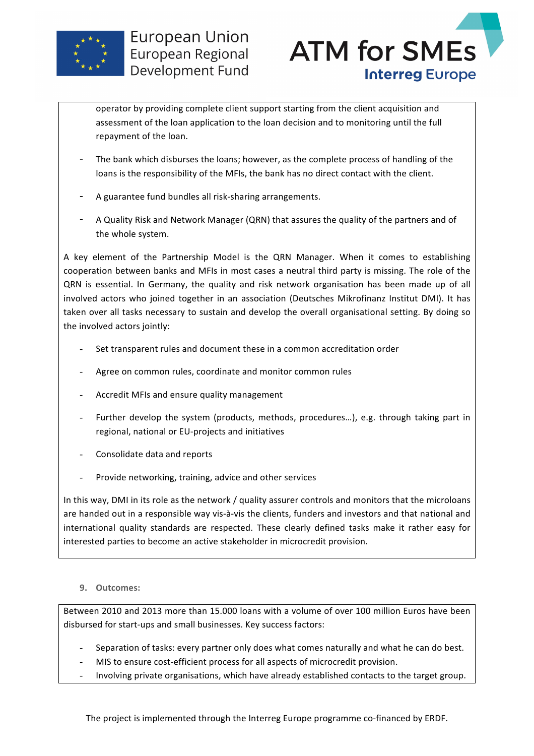operator by providing complete client support starting from the client acquisition and assessment of the loan application to the loan decision and to monitoring until the full repayment of the loan.

- The bank which disburses the loans; however, as the complete process of handling of the loans is the responsibility of the MFIs, the bank has no direct contact with the client.
- A guarantee fund bundles all risk-sharing arrangements.
- A Quality Risk and Network Manager (QRN) that assures the quality of the partners and of the whole system.

A key element of the Partnership Model is the QRN Manager. When it comes to establishing cooperation between banks and MFIs in most cases a neutral third party is missing. The role of the QRN is essential. In Germany, the quality and risk network organisation has been made up of all involved actors who joined together in an association (Deutsches Mikrofinanz Institut DMI). It has taken over all tasks necessary to sustain and develop the overall organisational setting. By doing so the involved actors jointly:

- Set transparent rules and document these in a common accreditation order
- Agree on common rules, coordinate and monitor common rules
- Accredit MFIs and ensure quality management
- Further develop the system (products, methods, procedures…), e.g. through taking part in regional, national or EU-projects and initiatives
- Consolidate data and reports
- Provide networking, training, advice and other services

In this way, DMI in its role as the network / quality assurer controls and monitors that the microloans are handed out in a responsible way vis-à-vis the clients, funders and investors and that national and international quality standards are respected. These clearly defined tasks make it rather easy for interested parties to become an active stakeholder in microcredit provision.

**9. Outcomes:**

Between 2010 and 2013 more than 15.000 loans with a volume of over 100 million Euros have been disbursed for start-ups and small businesses. Key success factors:

- Separation of tasks: every partner only does what comes naturally and what he can do best.
- MIS to ensure cost-efficient process for all aspects of microcredit provision.
- Involving private organisations, which have already established contacts to the target group.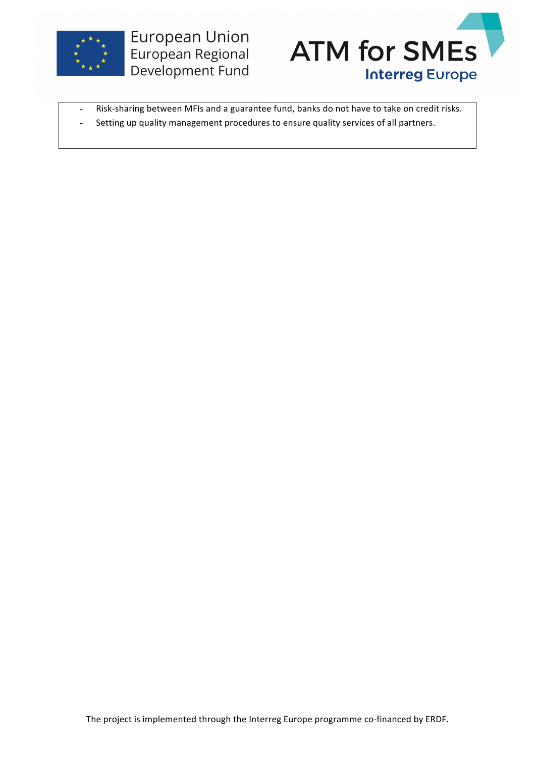- Risk-sharing between MFIs and a guarantee fund, banks do not have to take on credit risks.
- Setting up quality management procedures to ensure quality services of all partners.